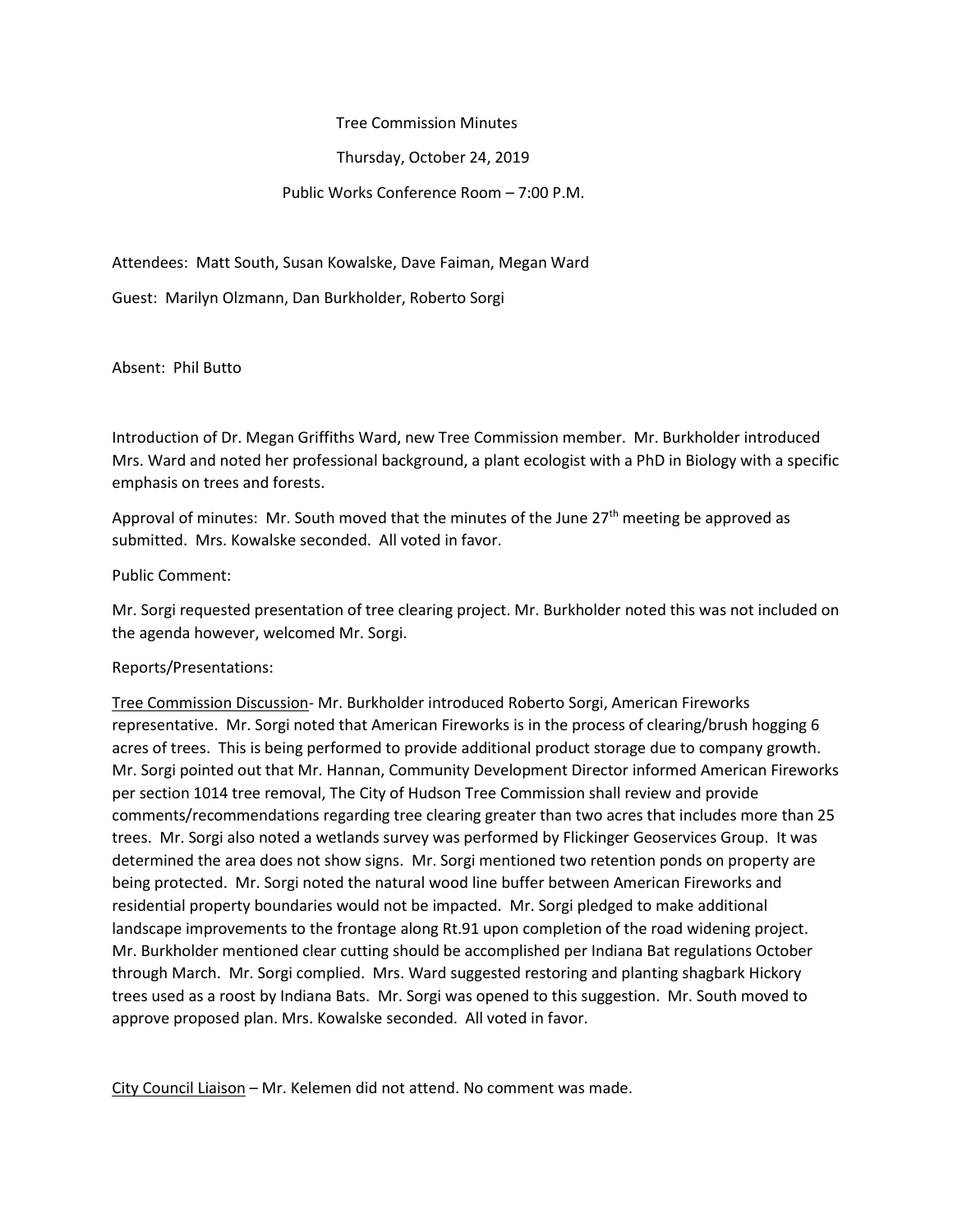Tree Commission Minutes

Thursday, October 24, 2019

Public Works Conference Room – 7:00 P.M.

Attendees: Matt South, Susan Kowalske, Dave Faiman, Megan Ward

Guest: Marilyn Olzmann, Dan Burkholder, Roberto Sorgi

Absent: Phil Butto

Introduction of Dr. Megan Griffiths Ward, new Tree Commission member. Mr. Burkholder introduced Mrs. Ward and noted her professional background, a plant ecologist with a PhD in Biology with a specific emphasis on trees and forests.

Approval of minutes: Mr. South moved that the minutes of the June 27th meeting be approved as submitted. Mrs. Kowalske seconded. All voted in favor.

Public Comment:

Mr. Sorgi requested presentation of tree clearing project. Mr. Burkholder noted this was not included on the agenda however, welcomed Mr. Sorgi.

Reports/Presentations:

Tree Commission Discussion- Mr. Burkholder introduced Roberto Sorgi, American Fireworks representative. Mr. Sorgi noted that American Fireworks is in the process of clearing/brush hogging 6 acres of trees. This is being performed to provide additional product storage due to company growth. Mr. Sorgi pointed out that Mr. Hannan, Community Development Director informed American Fireworks per section 1014 tree removal, The City of Hudson Tree Commission shall review and provide comments/recommendations regarding tree clearing greater than two acres that includes more than 25 trees. Mr. Sorgi also noted a wetlands survey was performed by Flickinger Geoservices Group. It was determined the area does not show signs. Mr. Sorgi mentioned two retention ponds on property are being protected. Mr. Sorgi noted the natural wood line buffer between American Fireworks and residential property boundaries would not be impacted. Mr. Sorgi pledged to make additional landscape improvements to the frontage along Rt.91 upon completion of the road widening project. Mr. Burkholder mentioned clear cutting should be accomplished per Indiana Bat regulations October through March. Mr. Sorgi complied. Mrs. Ward suggested restoring and planting shagbark Hickory trees used as a roost by Indiana Bats. Mr. Sorgi was opened to this suggestion. Mr. South moved to approve proposed plan. Mrs. Kowalske seconded. All voted in favor.

City Council Liaison – Mr. Kelemen did not attend. No comment was made.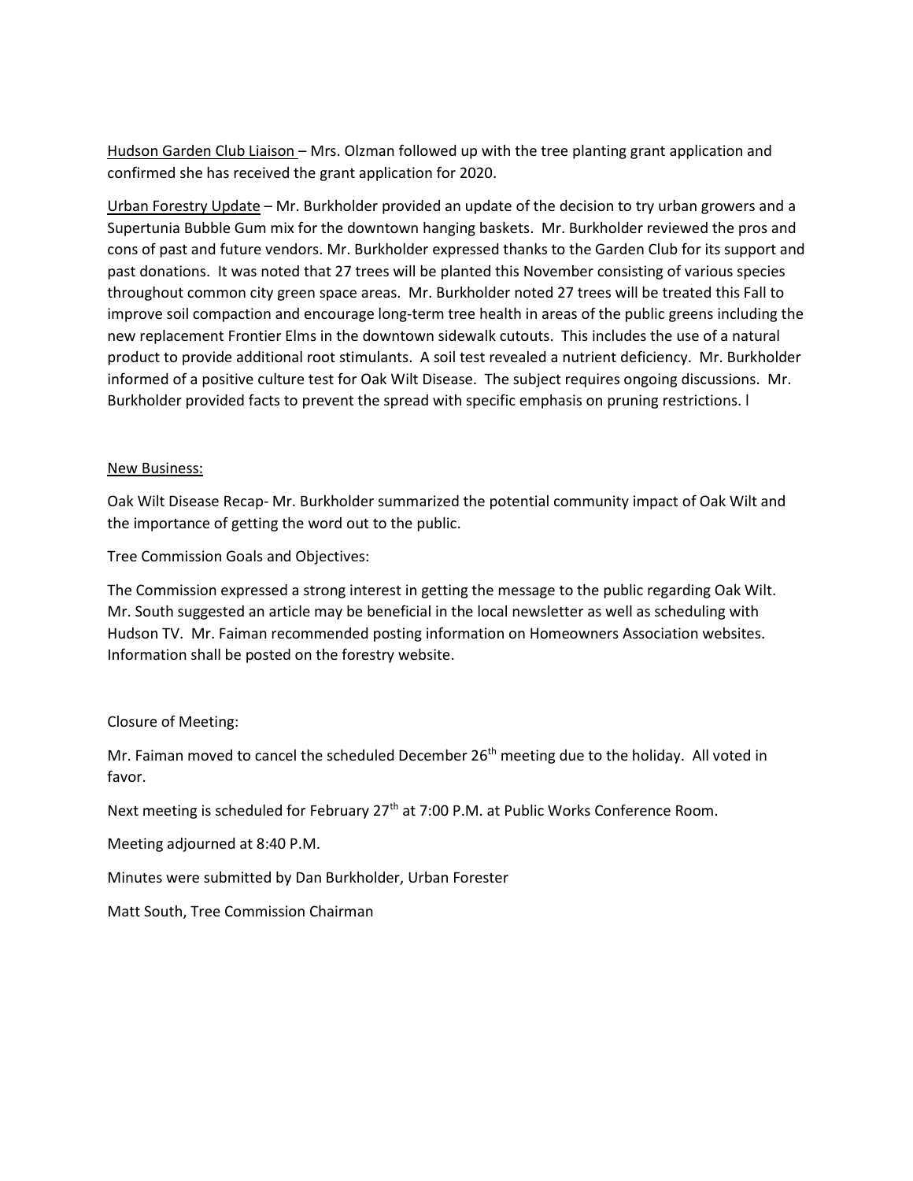Hudson Garden Club Liaison – Mrs. Olzman followed up with the tree planting grant application and confirmed she has received the grant application for 2020.

Urban Forestry Update – Mr. Burkholder provided an update of the decision to try urban growers and a Supertunia Bubble Gum mix for the downtown hanging baskets. Mr. Burkholder reviewed the pros and cons of past and future vendors. Mr. Burkholder expressed thanks to the Garden Club for its support and past donations. It was noted that 27 trees will be planted this November consisting of various species throughout common city green space areas. Mr. Burkholder noted 27 trees will be treated this Fall to improve soil compaction and encourage long-term tree health in areas of the public greens including the new replacement Frontier Elms in the downtown sidewalk cutouts. This includes the use of a natural product to provide additional root stimulants. A soil test revealed a nutrient deficiency. Mr. Burkholder informed of a positive culture test for Oak Wilt Disease. The subject requires ongoing discussions. Mr. Burkholder provided facts to prevent the spread with specific emphasis on pruning restrictions. l

New Business:

Oak Wilt Disease Recap- Mr. Burkholder summarized the potential community impact of Oak Wilt and the importance of getting the word out to the public.

Tree Commission Goals and Objectives:

The Commission expressed a strong interest in getting the message to the public regarding Oak Wilt. Mr. South suggested an article may be beneficial in the local newsletter as well as scheduling with Hudson TV. Mr. Faiman recommended posting information on Homeowners Association websites. Information shall be posted on the forestry website.

Closure of Meeting:

Mr. Faiman moved to cancel the scheduled December 26th meeting due to the holiday. All voted in favor.

Next meeting is scheduled for February 27th at 7:00 P.M. at Public Works Conference Room.

Meeting adjourned at 8:40 P.M.

Minutes were submitted by Dan Burkholder, Urban Forester

Matt South, Tree Commission Chairman